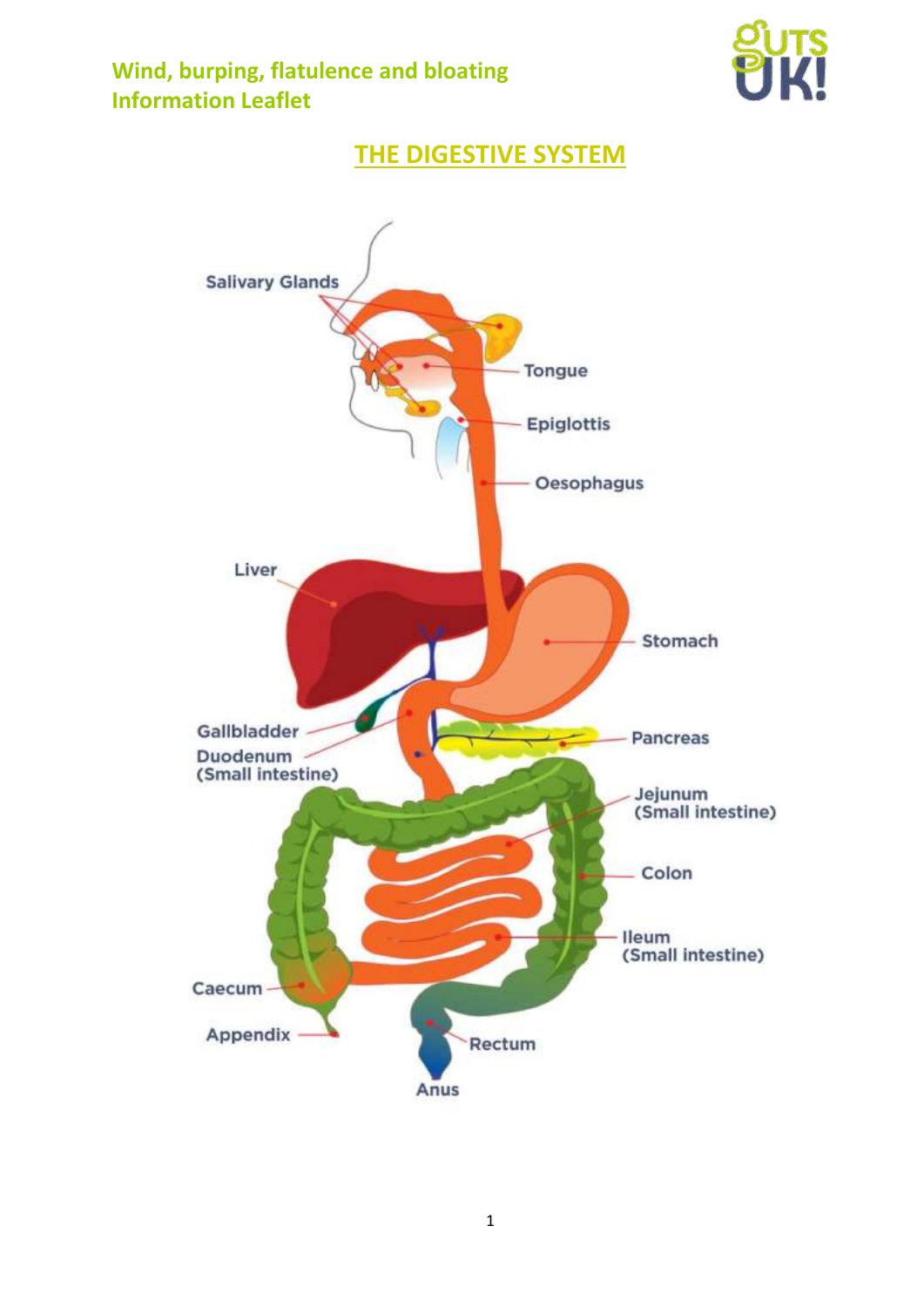# Wind, burping, flatulence and bloating Information Leaflet

## THE DIGESTIVE SYSTEM

Salivary Glands

Tongue

Epiglottis

Oesophagus

Liver

Stomach

Gallbladder

Duodenum (Small intestine)

Pancreas

Jejunum (Small intestine)

Colon

Ileum (Small intestine)

Caecum

Appendix

Rectum

Anus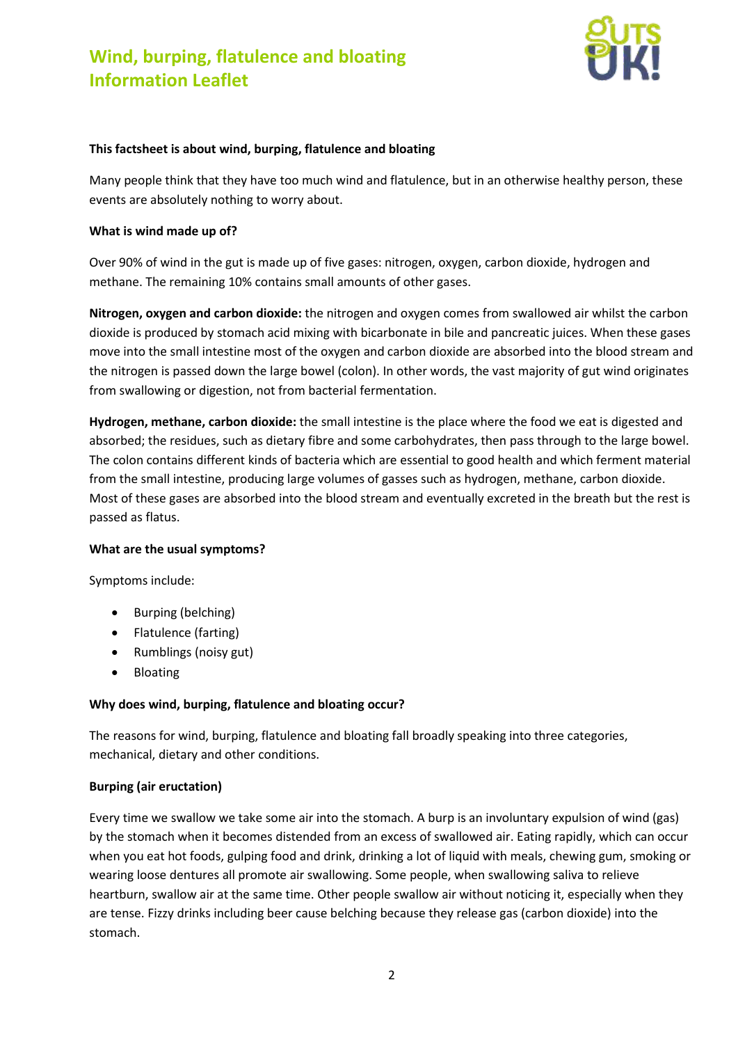# Wind, burping, flatulence and bloating Information Leaflet

**This factsheet is about wind, burping, flatulence and bloating**

Many people think that they have too much wind and flatulence, but in an otherwise healthy person, these events are absolutely nothing to worry about.

**What is wind made up of?**

Over 90% of wind in the gut is made up of five gases: nitrogen, oxygen, carbon dioxide, hydrogen and methane. The remaining 10% contains small amounts of other gases.

**Nitrogen, oxygen and carbon dioxide:** the nitrogen and oxygen comes from swallowed air whilst the carbon dioxide is produced by stomach acid mixing with bicarbonate in bile and pancreatic juices. When these gases move into the small intestine most of the oxygen and carbon dioxide are absorbed into the blood stream and the nitrogen is passed down the large bowel (colon). In other words, the vast majority of gut wind originates from swallowing or digestion, not from bacterial fermentation.

**Hydrogen, methane, carbon dioxide:** the small intestine is the place where the food we eat is digested and absorbed; the residues, such as dietary fibre and some carbohydrates, then pass through to the large bowel. The colon contains different kinds of bacteria which are essential to good health and which ferment material from the small intestine, producing large volumes of gasses such as hydrogen, methane, carbon dioxide. Most of these gases are absorbed into the blood stream and eventually excreted in the breath but the rest is passed as flatus.

**What are the usual symptoms?**

Symptoms include:

- Burping (belching)
- Flatulence (farting)
- Rumblings (noisy gut)
- Bloating

**Why does wind, burping, flatulence and bloating occur?**

The reasons for wind, burping, flatulence and bloating fall broadly speaking into three categories, mechanical, dietary and other conditions.

**Burping (air eructation)**

Every time we swallow we take some air into the stomach. A burp is an involuntary expulsion of wind (gas) by the stomach when it becomes distended from an excess of swallowed air. Eating rapidly, which can occur when you eat hot foods, gulping food and drink, drinking a lot of liquid with meals, chewing gum, smoking or wearing loose dentures all promote air swallowing. Some people, when swallowing saliva to relieve heartburn, swallow air at the same time. Other people swallow air without noticing it, especially when they are tense. Fizzy drinks including beer cause belching because they release gas (carbon dioxide) into the stomach.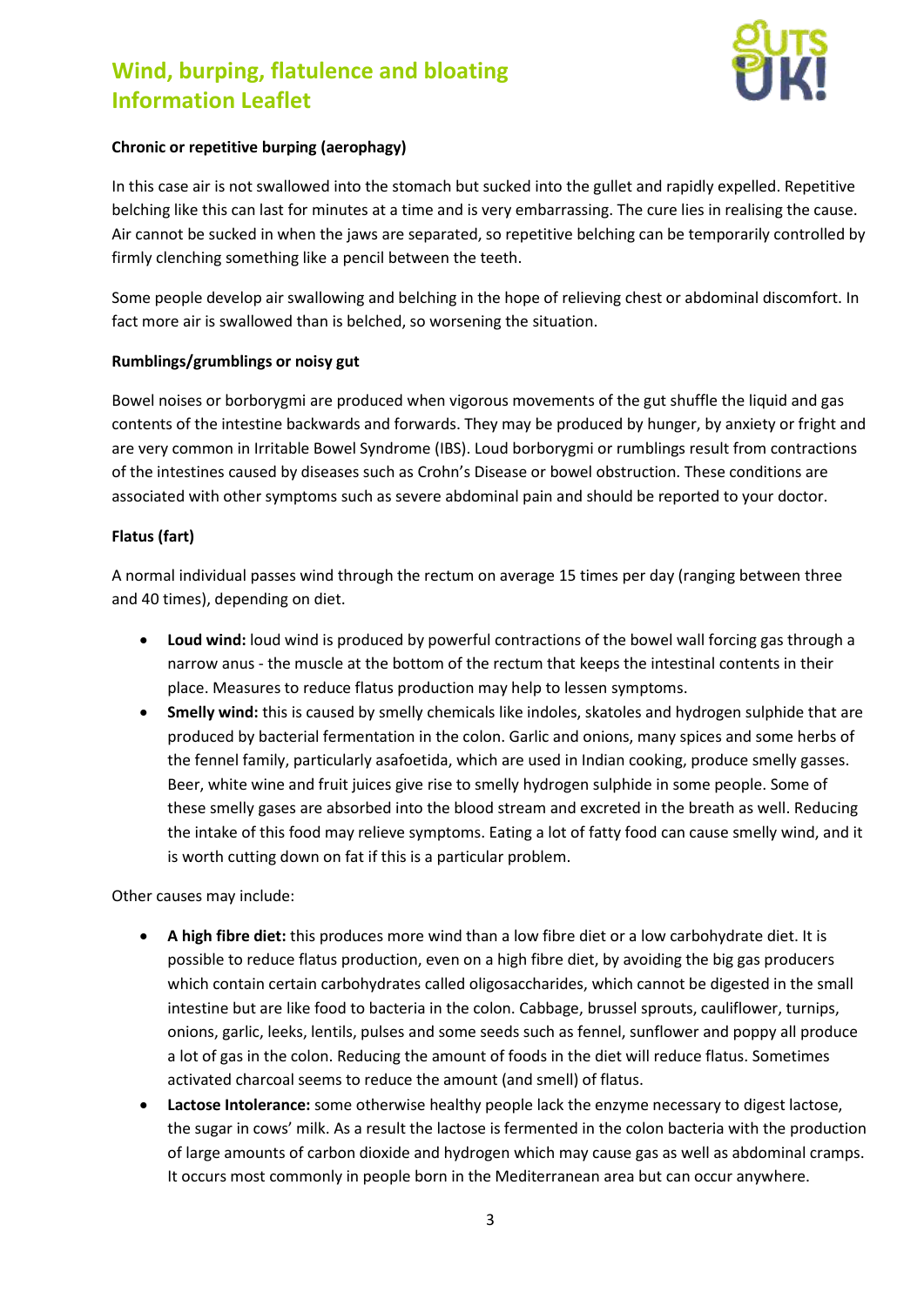**Chronic or repetitive burping (aerophagy)**

In this case air is not swallowed into the stomach but sucked into the gullet and rapidly expelled. Repetitive belching like this can last for minutes at a time and is very embarrassing. The cure lies in realising the cause. Air cannot be sucked in when the jaws are separated, so repetitive belching can be temporarily controlled by firmly clenching something like a pencil between the teeth.

Some people develop air swallowing and belching in the hope of relieving chest or abdominal discomfort. In fact more air is swallowed than is belched, so worsening the situation.

**Rumblings/grumblings or noisy gut**

Bowel noises or borborygmi are produced when vigorous movements of the gut shuffle the liquid and gas contents of the intestine backwards and forwards. They may be produced by hunger, by anxiety or fright and are very common in Irritable Bowel Syndrome (IBS). Loud borborygmi or rumblings result from contractions of the intestines caused by diseases such as Crohn's Disease or bowel obstruction. These conditions are associated with other symptoms such as severe abdominal pain and should be reported to your doctor.

**Flatus (fart)**

A normal individual passes wind through the rectum on average 15 times per day (ranging between three and 40 times), depending on diet.

- **Loud wind:** loud wind is produced by powerful contractions of the bowel wall forcing gas through a narrow anus - the muscle at the bottom of the rectum that keeps the intestinal contents in their place. Measures to reduce flatus production may help to lessen symptoms.
- **Smelly wind:** this is caused by smelly chemicals like indoles, skatoles and hydrogen sulphide that are produced by bacterial fermentation in the colon. Garlic and onions, many spices and some herbs of the fennel family, particularly asafoetida, which are used in Indian cooking, produce smelly gasses. Beer, white wine and fruit juices give rise to smelly hydrogen sulphide in some people. Some of these smelly gases are absorbed into the blood stream and excreted in the breath as well. Reducing the intake of this food may relieve symptoms. Eating a lot of fatty food can cause smelly wind, and it is worth cutting down on fat if this is a particular problem.

Other causes may include:

- **A high fibre diet:** this produces more wind than a low fibre diet or a low carbohydrate diet. It is possible to reduce flatus production, even on a high fibre diet, by avoiding the big gas producers which contain certain carbohydrates called oligosaccharides, which cannot be digested in the small intestine but are like food to bacteria in the colon. Cabbage, brussel sprouts, cauliflower, turnips, onions, garlic, leeks, lentils, pulses and some seeds such as fennel, sunflower and poppy all produce a lot of gas in the colon. Reducing the amount of foods in the diet will reduce flatus. Sometimes activated charcoal seems to reduce the amount (and smell) of flatus.
- **Lactose Intolerance:** some otherwise healthy people lack the enzyme necessary to digest lactose, the sugar in cows' milk. As a result the lactose is fermented in the colon bacteria with the production of large amounts of carbon dioxide and hydrogen which may cause gas as well as abdominal cramps. It occurs most commonly in people born in the Mediterranean area but can occur anywhere.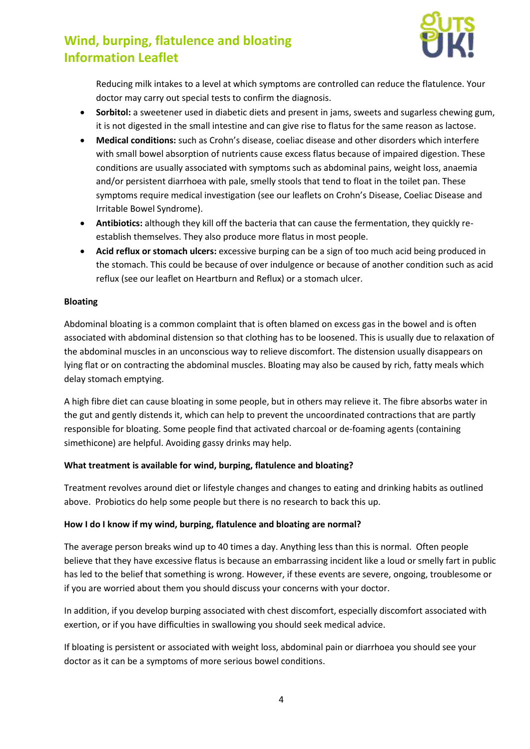Reducing milk intakes to a level at which symptoms are controlled can reduce the flatulence. Your doctor may carry out special tests to confirm the diagnosis.

- **Sorbitol:** a sweetener used in diabetic diets and present in jams, sweets and sugarless chewing gum, it is not digested in the small intestine and can give rise to flatus for the same reason as lactose.
- **Medical conditions:** such as Crohn's disease, coeliac disease and other disorders which interfere with small bowel absorption of nutrients cause excess flatus because of impaired digestion. These conditions are usually associated with symptoms such as abdominal pains, weight loss, anaemia and/or persistent diarrhoea with pale, smelly stools that tend to float in the toilet pan. These symptoms require medical investigation (see our leaflets on Crohn's Disease, Coeliac Disease and Irritable Bowel Syndrome).
- **Antibiotics:** although they kill off the bacteria that can cause the fermentation, they quickly re-establish themselves. They also produce more flatus in most people.
- **Acid reflux or stomach ulcers:** excessive burping can be a sign of too much acid being produced in the stomach. This could be because of over indulgence or because of another condition such as acid reflux (see our leaflet on Heartburn and Reflux) or a stomach ulcer.

**Bloating**

Abdominal bloating is a common complaint that is often blamed on excess gas in the bowel and is often associated with abdominal distension so that clothing has to be loosened. This is usually due to relaxation of the abdominal muscles in an unconscious way to relieve discomfort. The distension usually disappears on lying flat or on contracting the abdominal muscles. Bloating may also be caused by rich, fatty meals which delay stomach emptying.

A high fibre diet can cause bloating in some people, but in others may relieve it. The fibre absorbs water in the gut and gently distends it, which can help to prevent the uncoordinated contractions that are partly responsible for bloating. Some people find that activated charcoal or de-foaming agents (containing simethicone) are helpful. Avoiding gassy drinks may help.

**What treatment is available for wind, burping, flatulence and bloating?**

Treatment revolves around diet or lifestyle changes and changes to eating and drinking habits as outlined above. Probiotics do help some people but there is no research to back this up.

**How I do I know if my wind, burping, flatulence and bloating are normal?**

The average person breaks wind up to 40 times a day. Anything less than this is normal. Often people believe that they have excessive flatus is because an embarrassing incident like a loud or smelly fart in public has led to the belief that something is wrong. However, if these events are severe, ongoing, troublesome or if you are worried about them you should discuss your concerns with your doctor.

In addition, if you develop burping associated with chest discomfort, especially discomfort associated with exertion, or if you have difficulties in swallowing you should seek medical advice.

If bloating is persistent or associated with weight loss, abdominal pain or diarrhoea you should see your doctor as it can be a symptoms of more serious bowel conditions.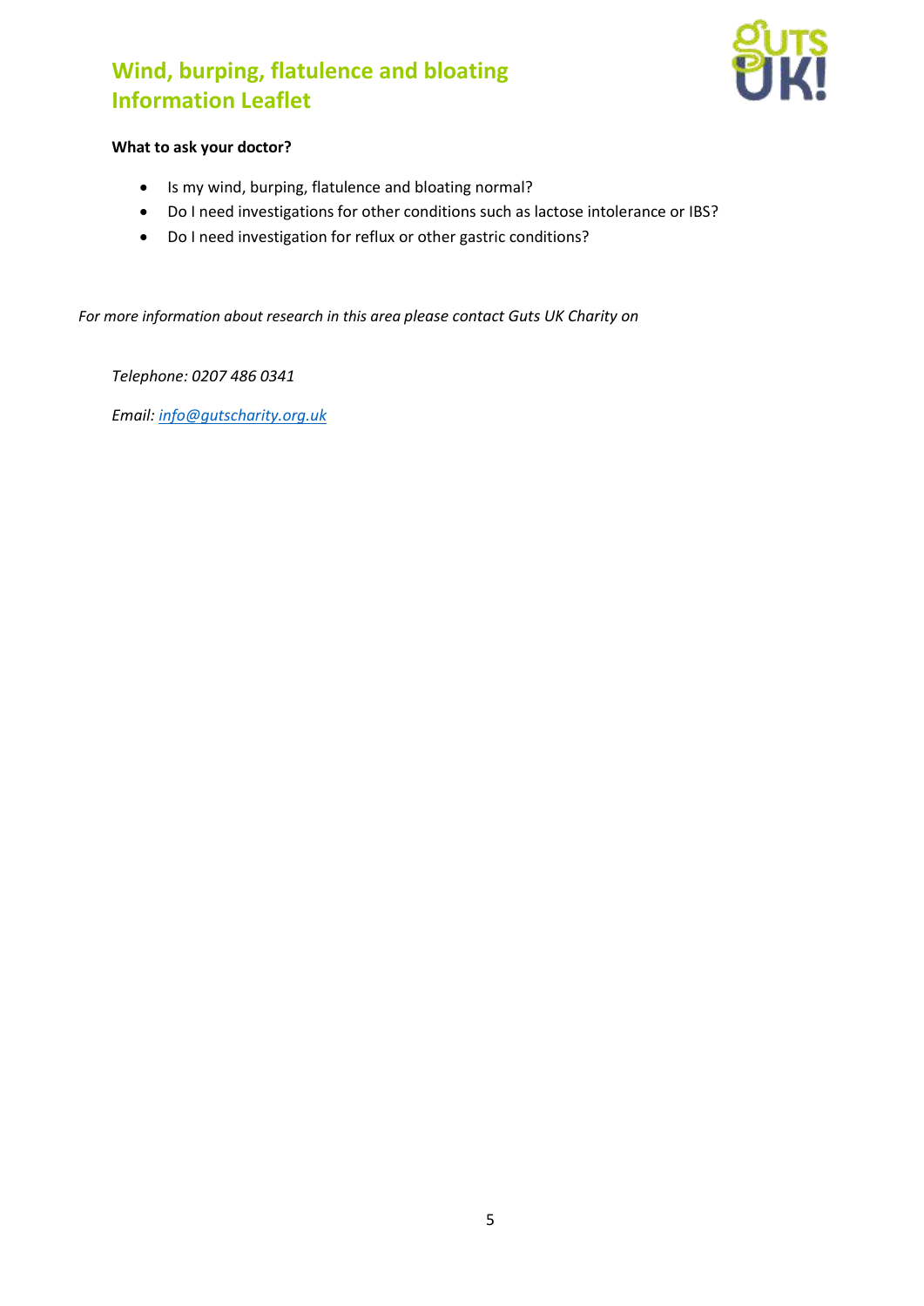**What to ask your doctor?**

- Is my wind, burping, flatulence and bloating normal?
- Do I need investigations for other conditions such as lactose intolerance or IBS?
- Do I need investigation for reflux or other gastric conditions?

*For more information about research in this area please contact Guts UK Charity on*

*Telephone: 0207 486 0341*

*Email: info@gutscharity.org.uk*